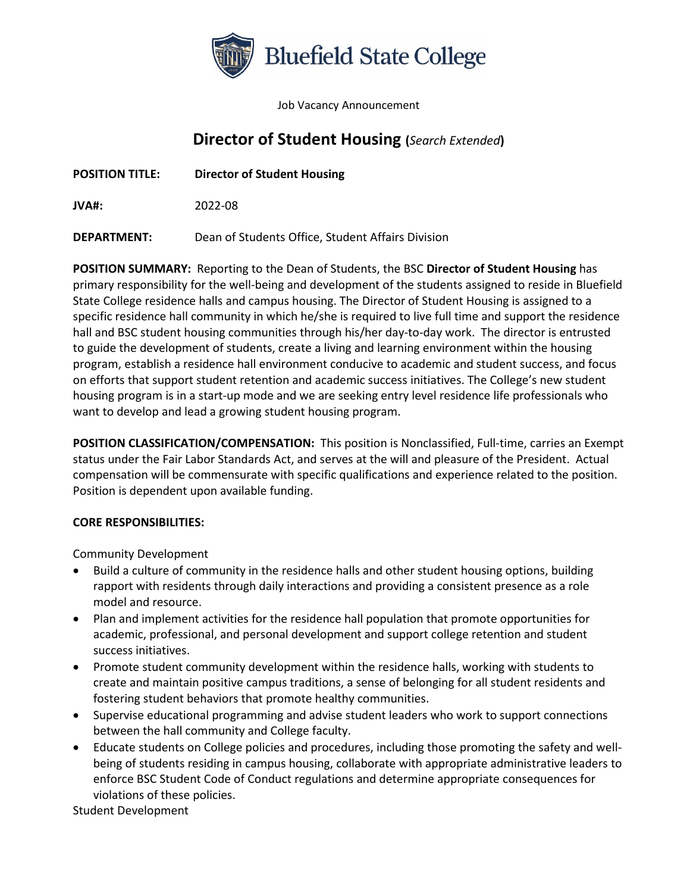Bluefield State College

Job Vacancy Announcement

# Director of Student Housing (*Search Extended*)

**POSITION TITLE:** **Director of Student Housing**

**JVA#:** 2022-08

**DEPARTMENT:** Dean of Students Office, Student Affairs Division

**POSITION SUMMARY:** Reporting to the Dean of Students, the BSC **Director of Student Housing** has primary responsibility for the well-being and development of the students assigned to reside in Bluefield State College residence halls and campus housing. The Director of Student Housing is assigned to a specific residence hall community in which he/she is required to live full time and support the residence hall and BSC student housing communities through his/her day-to-day work. The director is entrusted to guide the development of students, create a living and learning environment within the housing program, establish a residence hall environment conducive to academic and student success, and focus on efforts that support student retention and academic success initiatives. The College's new student housing program is in a start-up mode and we are seeking entry level residence life professionals who want to develop and lead a growing student housing program.

**POSITION CLASSIFICATION/COMPENSATION:** This position is Nonclassified, Full-time, carries an Exempt status under the Fair Labor Standards Act, and serves at the will and pleasure of the President. Actual compensation will be commensurate with specific qualifications and experience related to the position. Position is dependent upon available funding.

**CORE RESPONSIBILITIES:**

Community Development

- Build a culture of community in the residence halls and other student housing options, building rapport with residents through daily interactions and providing a consistent presence as a role model and resource.
- Plan and implement activities for the residence hall population that promote opportunities for academic, professional, and personal development and support college retention and student success initiatives.
- Promote student community development within the residence halls, working with students to create and maintain positive campus traditions, a sense of belonging for all student residents and fostering student behaviors that promote healthy communities.
- Supervise educational programming and advise student leaders who work to support connections between the hall community and College faculty.
- Educate students on College policies and procedures, including those promoting the safety and well-being of students residing in campus housing, collaborate with appropriate administrative leaders to enforce BSC Student Code of Conduct regulations and determine appropriate consequences for violations of these policies.

Student Development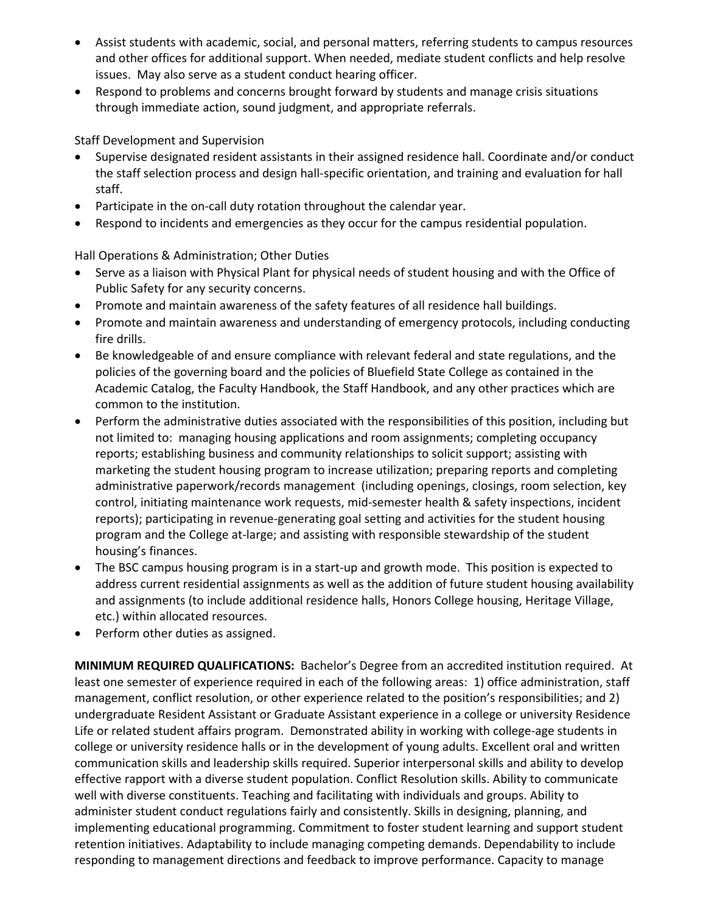- Assist students with academic, social, and personal matters, referring students to campus resources and other offices for additional support. When needed, mediate student conflicts and help resolve issues. May also serve as a student conduct hearing officer.
- Respond to problems and concerns brought forward by students and manage crisis situations through immediate action, sound judgment, and appropriate referrals.

Staff Development and Supervision

- Supervise designated resident assistants in their assigned residence hall. Coordinate and/or conduct the staff selection process and design hall-specific orientation, and training and evaluation for hall staff.
- Participate in the on-call duty rotation throughout the calendar year.
- Respond to incidents and emergencies as they occur for the campus residential population.

Hall Operations & Administration; Other Duties

- Serve as a liaison with Physical Plant for physical needs of student housing and with the Office of Public Safety for any security concerns.
- Promote and maintain awareness of the safety features of all residence hall buildings.
- Promote and maintain awareness and understanding of emergency protocols, including conducting fire drills.
- Be knowledgeable of and ensure compliance with relevant federal and state regulations, and the policies of the governing board and the policies of Bluefield State College as contained in the Academic Catalog, the Faculty Handbook, the Staff Handbook, and any other practices which are common to the institution.
- Perform the administrative duties associated with the responsibilities of this position, including but not limited to: managing housing applications and room assignments; completing occupancy reports; establishing business and community relationships to solicit support; assisting with marketing the student housing program to increase utilization; preparing reports and completing administrative paperwork/records management (including openings, closings, room selection, key control, initiating maintenance work requests, mid-semester health & safety inspections, incident reports); participating in revenue-generating goal setting and activities for the student housing program and the College at-large; and assisting with responsible stewardship of the student housing's finances.
- The BSC campus housing program is in a start-up and growth mode. This position is expected to address current residential assignments as well as the addition of future student housing availability and assignments (to include additional residence halls, Honors College housing, Heritage Village, etc.) within allocated resources.
- Perform other duties as assigned.

**MINIMUM REQUIRED QUALIFICATIONS:** Bachelor's Degree from an accredited institution required. At least one semester of experience required in each of the following areas: 1) office administration, staff management, conflict resolution, or other experience related to the position's responsibilities; and 2) undergraduate Resident Assistant or Graduate Assistant experience in a college or university Residence Life or related student affairs program. Demonstrated ability in working with college-age students in college or university residence halls or in the development of young adults. Excellent oral and written communication skills and leadership skills required. Superior interpersonal skills and ability to develop effective rapport with a diverse student population. Conflict Resolution skills. Ability to communicate well with diverse constituents. Teaching and facilitating with individuals and groups. Ability to administer student conduct regulations fairly and consistently. Skills in designing, planning, and implementing educational programming. Commitment to foster student learning and support student retention initiatives. Adaptability to include managing competing demands. Dependability to include responding to management directions and feedback to improve performance. Capacity to manage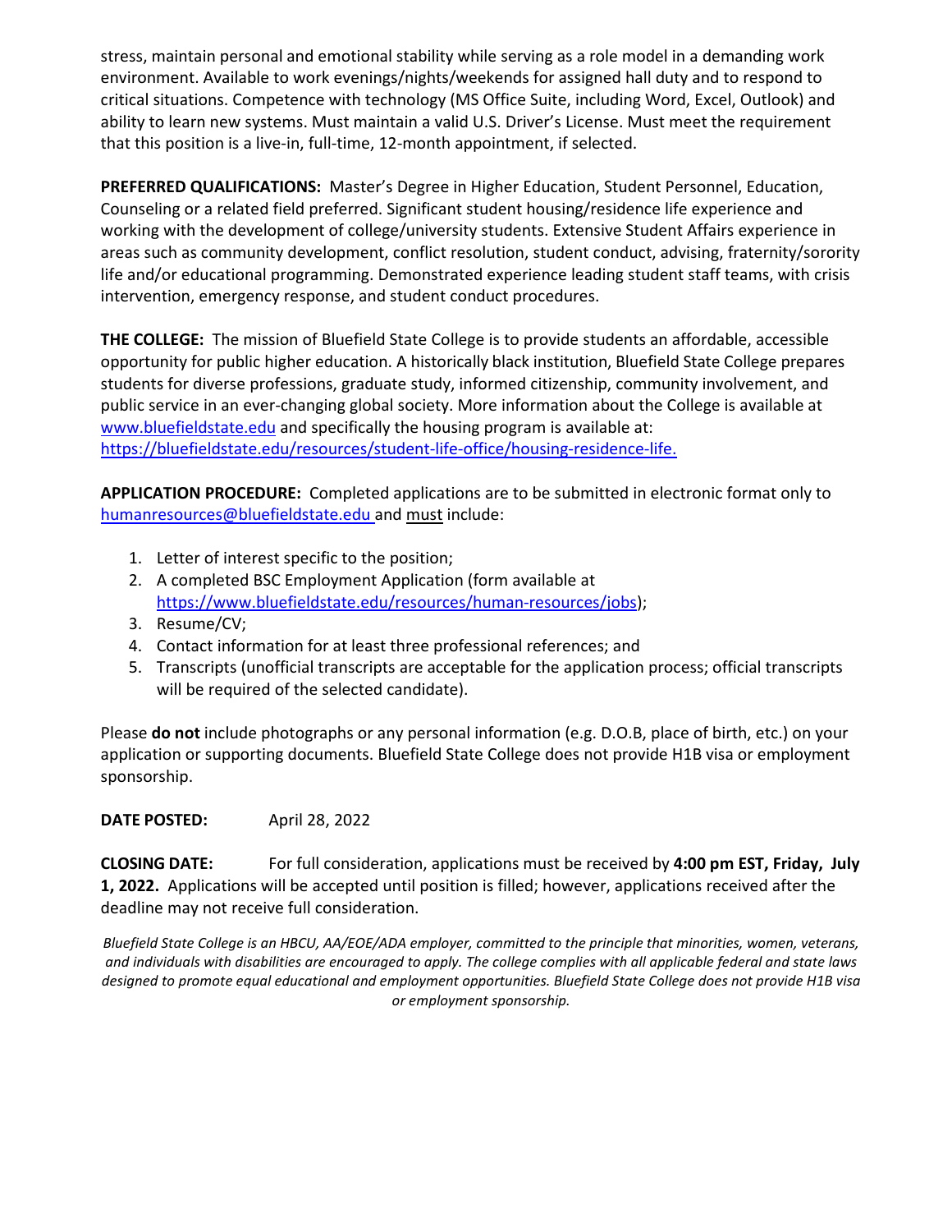stress, maintain personal and emotional stability while serving as a role model in a demanding work environment. Available to work evenings/nights/weekends for assigned hall duty and to respond to critical situations. Competence with technology (MS Office Suite, including Word, Excel, Outlook) and ability to learn new systems. Must maintain a valid U.S. Driver's License. Must meet the requirement that this position is a live-in, full-time, 12-month appointment, if selected.

**PREFERRED QUALIFICATIONS:** Master's Degree in Higher Education, Student Personnel, Education, Counseling or a related field preferred. Significant student housing/residence life experience and working with the development of college/university students. Extensive Student Affairs experience in areas such as community development, conflict resolution, student conduct, advising, fraternity/sorority life and/or educational programming. Demonstrated experience leading student staff teams, with crisis intervention, emergency response, and student conduct procedures.

**THE COLLEGE:** The mission of Bluefield State College is to provide students an affordable, accessible opportunity for public higher education. A historically black institution, Bluefield State College prepares students for diverse professions, graduate study, informed citizenship, community involvement, and public service in an ever-changing global society. More information about the College is available at [www.bluefieldstate.edu](www.bluefieldstate.edu) and specifically the housing program is available at: [https://bluefieldstate.edu/resources/student-life-office/housing-residence-life.](https://bluefieldstate.edu/resources/student-life-office/housing-residence-life)

**APPLICATION PROCEDURE:** Completed applications are to be submitted in electronic format only to [humanresources@bluefieldstate.edu](mailto:humanresources@bluefieldstate.edu) and must include:

1. Letter of interest specific to the position;
2. A completed BSC Employment Application (form available at [https://www.bluefieldstate.edu/resources/human-resources/jobs](https://www.bluefieldstate.edu/resources/human-resources/jobs));
3. Resume/CV;
4. Contact information for at least three professional references; and
5. Transcripts (unofficial transcripts are acceptable for the application process; official transcripts will be required of the selected candidate).

Please **do not** include photographs or any personal information (e.g. D.O.B, place of birth, etc.) on your application or supporting documents. Bluefield State College does not provide H1B visa or employment sponsorship.

**DATE POSTED:** April 28, 2022

**CLOSING DATE:** For full consideration, applications must be received by **4:00 pm EST, Friday, July 1, 2022.** Applications will be accepted until position is filled; however, applications received after the deadline may not receive full consideration.

*Bluefield State College is an HBCU, AA/EOE/ADA employer, committed to the principle that minorities, women, veterans, and individuals with disabilities are encouraged to apply. The college complies with all applicable federal and state laws designed to promote equal educational and employment opportunities. Bluefield State College does not provide H1B visa or employment sponsorship.*